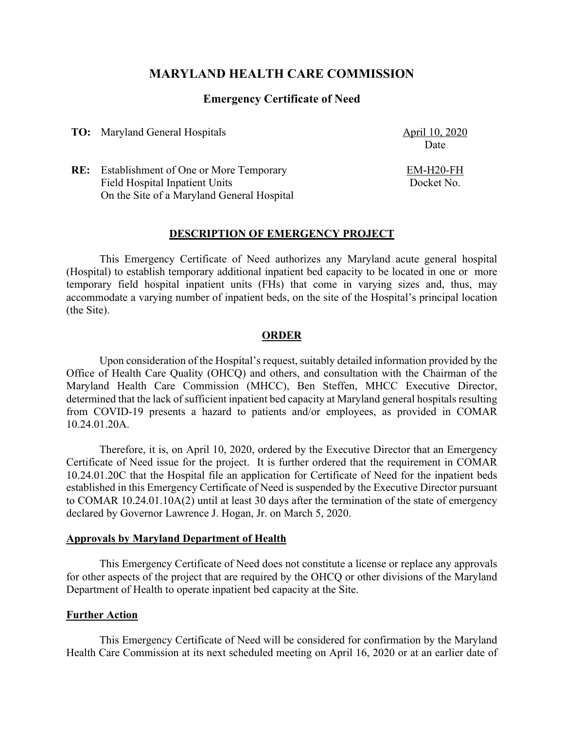# MARYLAND HEALTH CARE COMMISSION

## Emergency Certificate of Need

**TO:** Maryland General Hospitals

April 10, 2020
Date

**RE:** Establishment of One or More Temporary Field Hospital Inpatient Units On the Site of a Maryland General Hospital

EM-H20-FH
Docket No.

### DESCRIPTION OF EMERGENCY PROJECT

This Emergency Certificate of Need authorizes any Maryland acute general hospital (Hospital) to establish temporary additional inpatient bed capacity to be located in one or more temporary field hospital inpatient units (FHs) that come in varying sizes and, thus, may accommodate a varying number of inpatient beds, on the site of the Hospital's principal location (the Site).

### ORDER

Upon consideration of the Hospital's request, suitably detailed information provided by the Office of Health Care Quality (OHCQ) and others, and consultation with the Chairman of the Maryland Health Care Commission (MHCC), Ben Steffen, MHCC Executive Director, determined that the lack of sufficient inpatient bed capacity at Maryland general hospitals resulting from COVID-19 presents a hazard to patients and/or employees, as provided in COMAR 10.24.01.20A.

Therefore, it is, on April 10, 2020, ordered by the Executive Director that an Emergency Certificate of Need issue for the project. It is further ordered that the requirement in COMAR 10.24.01.20C that the Hospital file an application for Certificate of Need for the inpatient beds established in this Emergency Certificate of Need is suspended by the Executive Director pursuant to COMAR 10.24.01.10A(2) until at least 30 days after the termination of the state of emergency declared by Governor Lawrence J. Hogan, Jr. on March 5, 2020.

#### Approvals by Maryland Department of Health

This Emergency Certificate of Need does not constitute a license or replace any approvals for other aspects of the project that are required by the OHCQ or other divisions of the Maryland Department of Health to operate inpatient bed capacity at the Site.

#### Further Action

This Emergency Certificate of Need will be considered for confirmation by the Maryland Health Care Commission at its next scheduled meeting on April 16, 2020 or at an earlier date of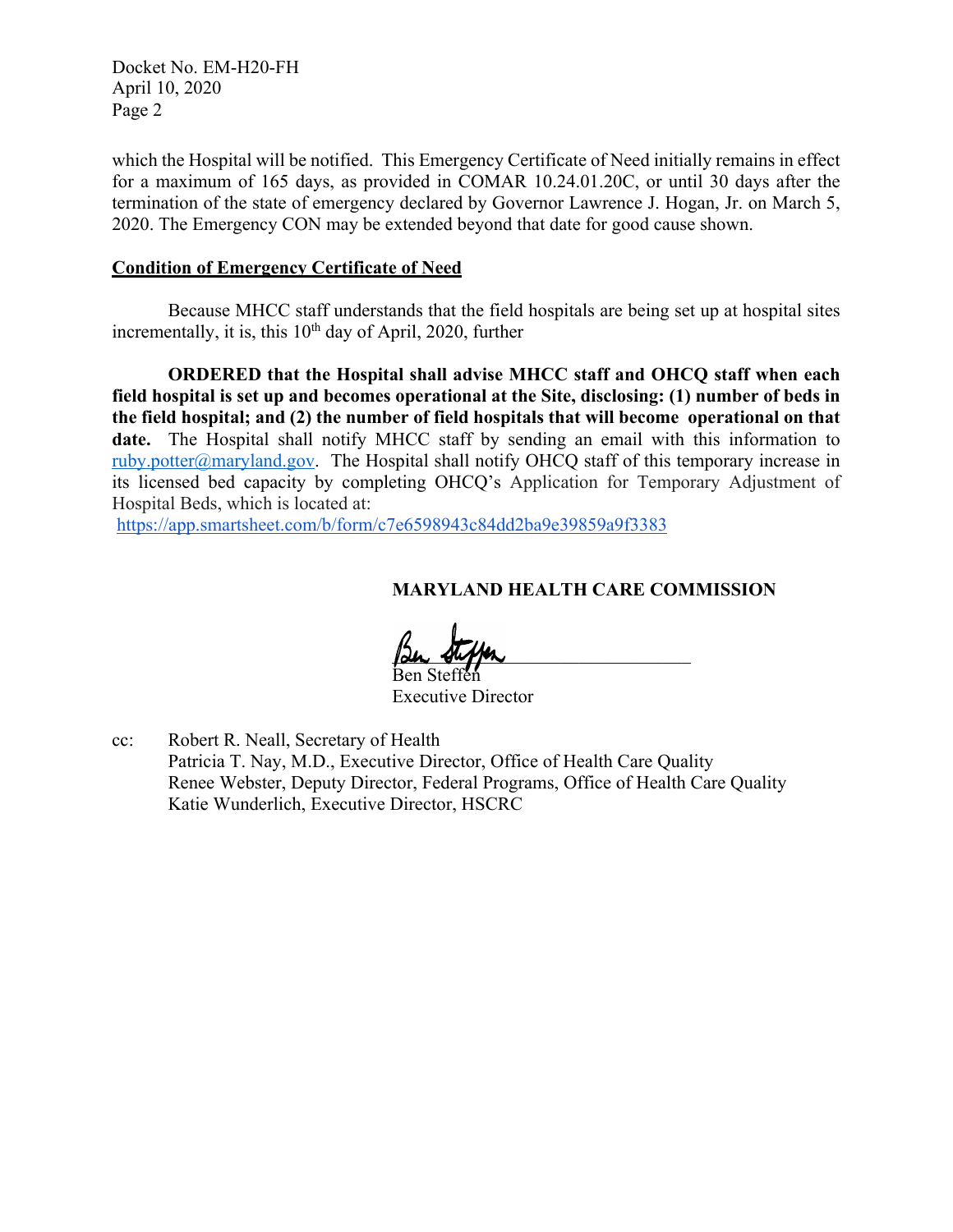which the Hospital will be notified. This Emergency Certificate of Need initially remains in effect for a maximum of 165 days, as provided in COMAR 10.24.01.20C, or until 30 days after the termination of the state of emergency declared by Governor Lawrence J. Hogan, Jr. on March 5, 2020. The Emergency CON may be extended beyond that date for good cause shown.

## Condition of Emergency Certificate of Need

Because MHCC staff understands that the field hospitals are being set up at hospital sites incrementally, it is, this 10th day of April, 2020, further

**ORDERED that the Hospital shall advise MHCC staff and OHCQ staff when each field hospital is set up and becomes operational at the Site, disclosing: (1) number of beds in the field hospital; and (2) the number of field hospitals that will become operational on that date.** The Hospital shall notify MHCC staff by sending an email with this information to ruby.potter@maryland.gov. The Hospital shall notify OHCQ staff of this temporary increase in its licensed bed capacity by completing OHCQ's Application for Temporary Adjustment of Hospital Beds, which is located at:
https://app.smartsheet.com/b/form/c7e6598943c84dd2ba9e39859a9f3383

**MARYLAND HEALTH CARE COMMISSION**

Ben Steffen
Executive Director

cc: Robert R. Neall, Secretary of Health
Patricia T. Nay, M.D., Executive Director, Office of Health Care Quality
Renee Webster, Deputy Director, Federal Programs, Office of Health Care Quality
Katie Wunderlich, Executive Director, HSCRC